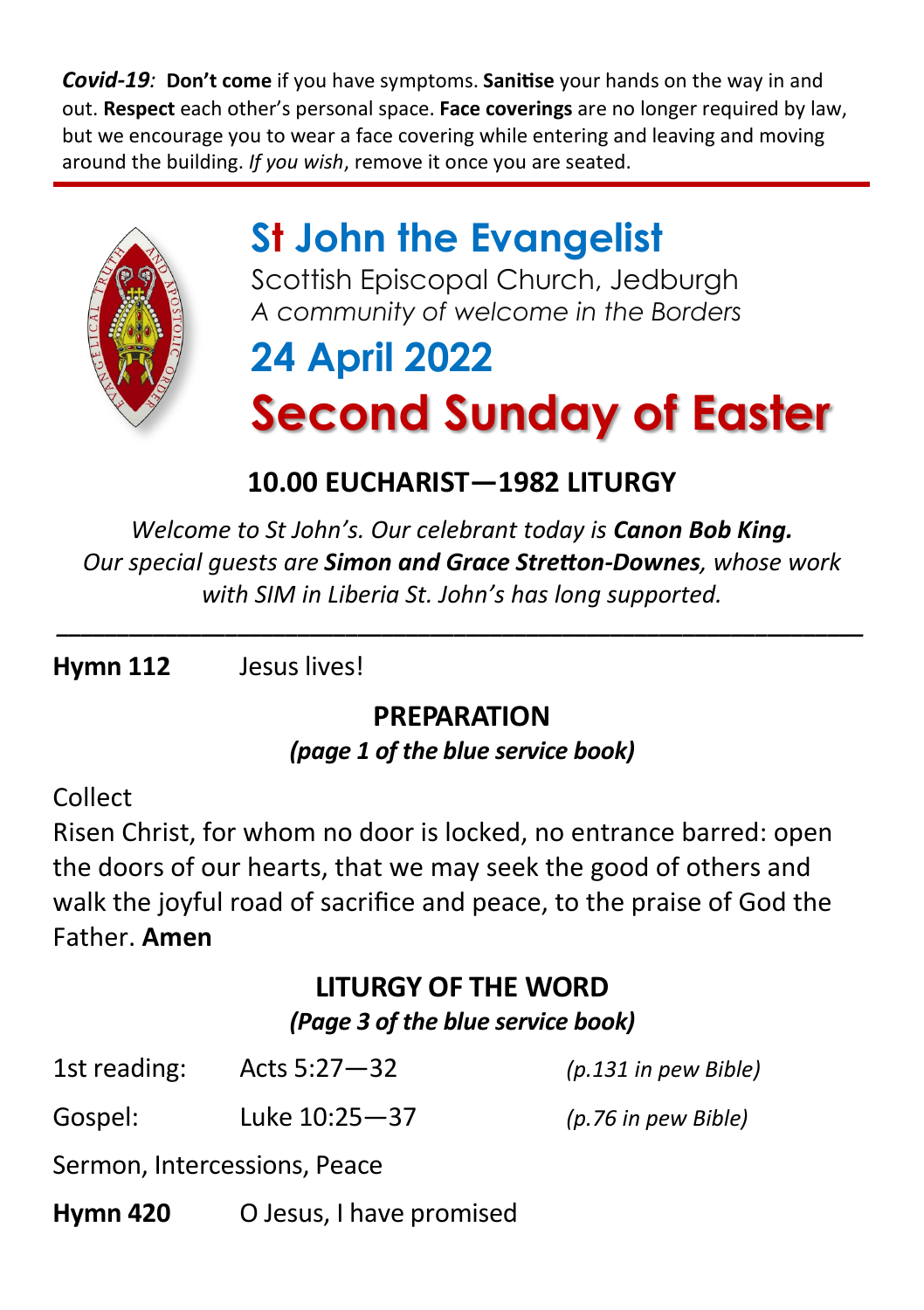***Covid-19**:* **Don't come** if you have symptoms. **Sanitise** your hands on the way in and out. **Respect** each other's personal space. **Face coverings** are no longer required by law, but we encourage you to wear a face covering while entering and leaving and moving around the building. *If you wish*, remove it once you are seated.

# St John the Evangelist

Scottish Episcopal Church, Jedburgh

*A community of welcome in the Borders*

## 24 April 2022

# Second Sunday of Easter

### 10.00 EUCHARIST—1982 LITURGY

*Welcome to St John's. Our celebrant today is **Canon Bob King.** Our special guests are **Simon and Grace Stretton-Downes**, whose work with SIM in Liberia St. John's has long supported.*

---

**Hymn 112** Jesus lives!

### PREPARATION

***(page 1 of the blue service book)***

Collect

Risen Christ, for whom no door is locked, no entrance barred: open the doors of our hearts, that we may seek the good of others and walk the joyful road of sacrifice and peace, to the praise of God the Father. **Amen**

### LITURGY OF THE WORD

***(Page 3 of the blue service book)***

| | | |
|---|---|---|
| 1st reading: | Acts 5:27—32 | *(p.131 in pew Bible)* |
| Gospel: | Luke 10:25—37 | *(p.76 in pew Bible)* |

Sermon, Intercessions, Peace

**Hymn 420** O Jesus, I have promised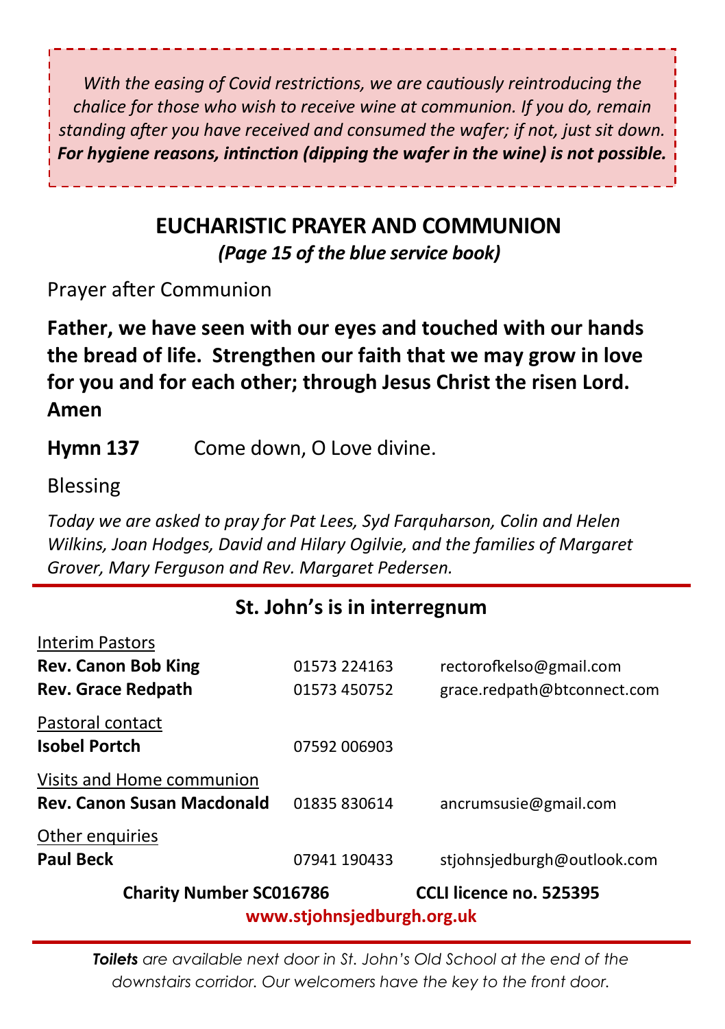*With the easing of Covid restrictions, we are cautiously reintroducing the chalice for those who wish to receive wine at communion. If you do, remain standing after you have received and consumed the wafer; if not, just sit down.* ***For hygiene reasons, intinction (dipping the wafer in the wine) is not possible.***

## EUCHARISTIC PRAYER AND COMMUNION

***(Page 15 of the blue service book)***

Prayer after Communion

**Father, we have seen with our eyes and touched with our hands the bread of life. Strengthen our faith that we may grow in love for you and for each other; through Jesus Christ the risen Lord. Amen**

**Hymn 137** Come down, O Love divine.

Blessing

*Today we are asked to pray for Pat Lees, Syd Farquharson, Colin and Helen Wilkins, Joan Hodges, David and Hilary Ogilvie, and the families of Margaret Grover, Mary Ferguson and Rev. Margaret Pedersen.*

## St. John's is in interregnum

| | | |
|---|---|---|
| Interim Pastors | | |
| **Rev. Canon Bob King** | 01573 224163 | rectorofkelso@gmail.com |
| **Rev. Grace Redpath** | 01573 450752 | grace.redpath@btconnect.com |
| Pastoral contact | | |
| **Isobel Portch** | 07592 006903 | |
| Visits and Home communion | | |
| **Rev. Canon Susan Macdonald** | 01835 830614 | ancrumsusie@gmail.com |
| Other enquiries | | |
| **Paul Beck** | 07941 190433 | stjohnsjedburgh@outlook.com |

**Charity Number SC016786** **CCLI licence no. 525395**

**www.stjohnsjedburgh.org.uk**

***Toilets*** *are available next door in St. John's Old School at the end of the downstairs corridor. Our welcomers have the key to the front door.*